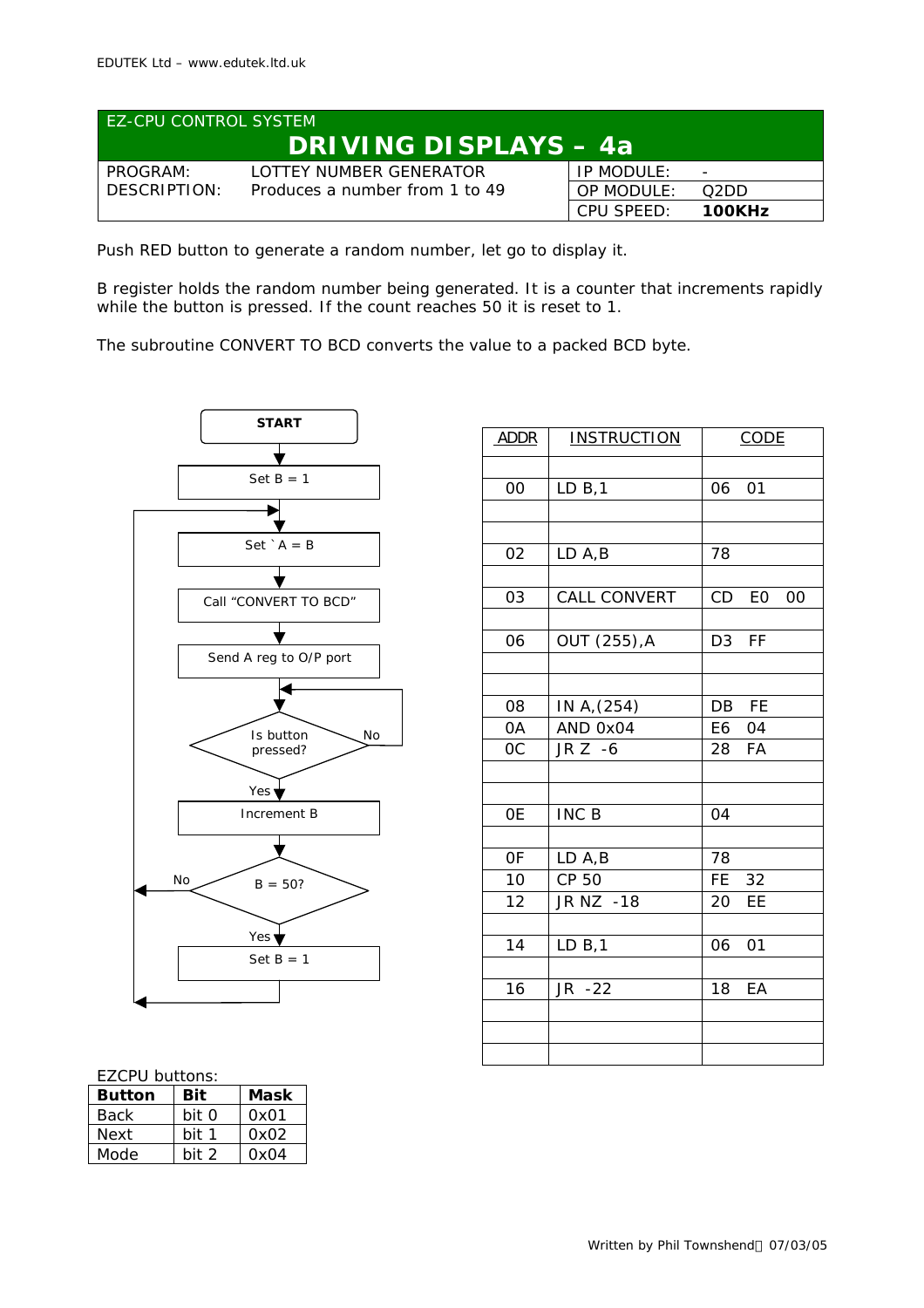EDUTEK Ltd – www.edutek.ltd.uk

EZ-CPU CONTROL SYSTEM

# DRIVING DISPLAYS – 4a

| | | | |
|---|---|---|---|
| PROGRAM: | LOTTEY NUMBER GENERATOR | IP MODULE: | - |
| DESCRIPTION: | Produces a number from 1 to 49 | OP MODULE: | Q2DD |
| | | CPU SPEED: | **100KHz** |

Push RED button to generate a random number, let go to display it.

B register holds the random number being generated. It is a counter that increments rapidly while the button is pressed. If the count reaches 50 it is reset to 1.

The subroutine CONVERT TO BCD converts the value to a packed BCD byte.

START → Set B = 1 → Set `A = B → Call "CONVERT TO BCD" → Send A reg to O/P port → Is button pressed? (No: loop back to Is button pressed?; Yes: continue) → Increment B → B = 50? (No: back to Set `A = B; Yes: continue) → Set B = 1 → back to Set `A = B

| ADDR | INSTRUCTION | CODE |
|---|---|---|
| 00 | LD B,1 | 06 01 |
| 02 | LD A,B | 78 |
| 03 | CALL CONVERT | CD E0 00 |
| 06 | OUT (255),A | D3 FF |
| 08 | IN A,(254) | DB FE |
| 0A | AND 0x04 | E6 04 |
| 0C | JR Z -6 | 28 FA |
| 0E | INC B | 04 |
| 0F | LD A,B | 78 |
| 10 | CP 50 | FE 32 |
| 12 | JR NZ -18 | 20 EE |
| 14 | LD B,1 | 06 01 |
| 16 | JR -22 | 18 EA |

EZCPU buttons:

| Button | Bit | Mask |
|---|---|---|
| Back | bit 0 | 0x01 |
| Next | bit 1 | 0x02 |
| Mode | bit 2 | 0x04 |

Written by Phil Townshend 07/03/05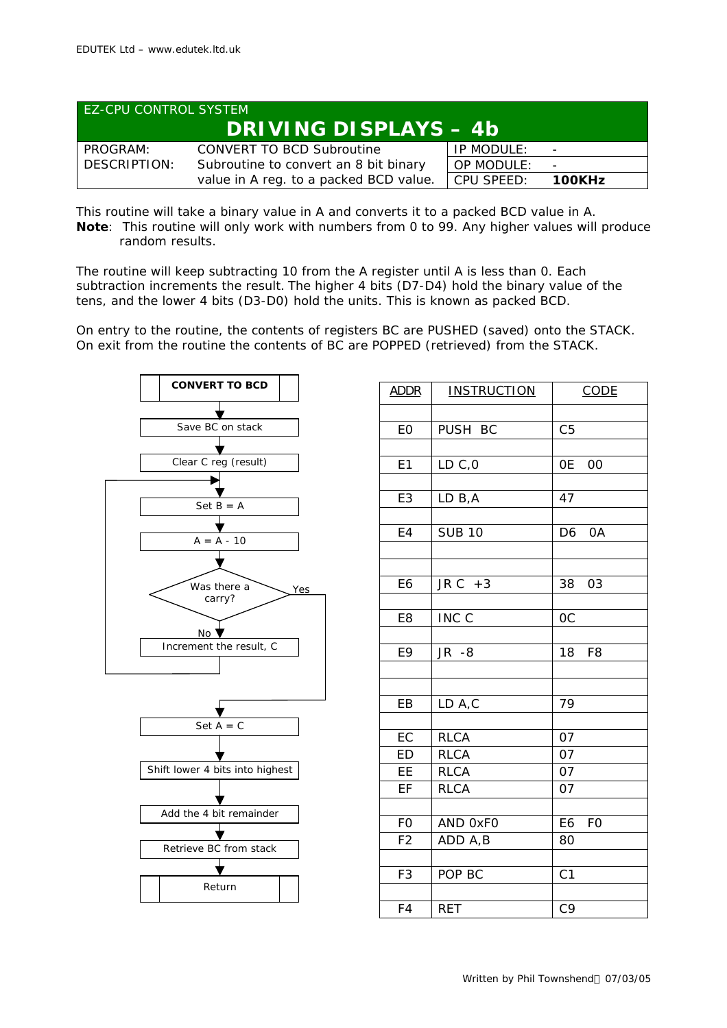| EZ-CPU CONTROL SYSTEM | | | |
|---|---|---|---|
| **DRIVING DISPLAYS – 4b** | | | |
| PROGRAM: | CONVERT TO BCD Subroutine | IP MODULE: | - |
| DESCRIPTION: | Subroutine to convert an 8 bit binary value in A reg. to a packed BCD value. | OP MODULE: | - |
| | | CPU SPEED: | **100KHz** |

This routine will take a binary value in A and converts it to a packed BCD value in A.

**Note**: This routine will only work with numbers from 0 to 99. Any higher values will produce random results.

The routine will keep subtracting 10 from the A register until A is less than 0. Each subtraction increments the result. The higher 4 bits (D7-D4) hold the binary value of the tens, and the lower 4 bits (D3-D0) hold the units. This is known as packed BCD.

On entry to the routine, the contents of registers BC are PUSHED (saved) onto the STACK. On exit from the routine the contents of BC are POPPED (retrieved) from the STACK.

CONVERT TO BCD

Save BC on stack

Clear C reg (result)

Set B = A

A = A - 10

Was there a carry?

Yes

No

Increment the result, C

Set A = C

Shift lower 4 bits into highest

Add the 4 bit remainder

Retrieve BC from stack

Return

| ADDR | INSTRUCTION | CODE |
|---|---|---|
| E0 | PUSH BC | C5 |
| E1 | LD C,0 | 0E 00 |
| E3 | LD B,A | 47 |
| E4 | SUB 10 | D6 0A |
| E6 | JR C +3 | 38 03 |
| E8 | INC C | 0C |
| E9 | JR -8 | 18 F8 |
| EB | LD A,C | 79 |
| EC | RLCA | 07 |
| ED | RLCA | 07 |
| EE | RLCA | 07 |
| EF | RLCA | 07 |
| F0 | AND 0xF0 | E6 F0 |
| F2 | ADD A,B | 80 |
| F3 | POP BC | C1 |
| F4 | RET | C9 |